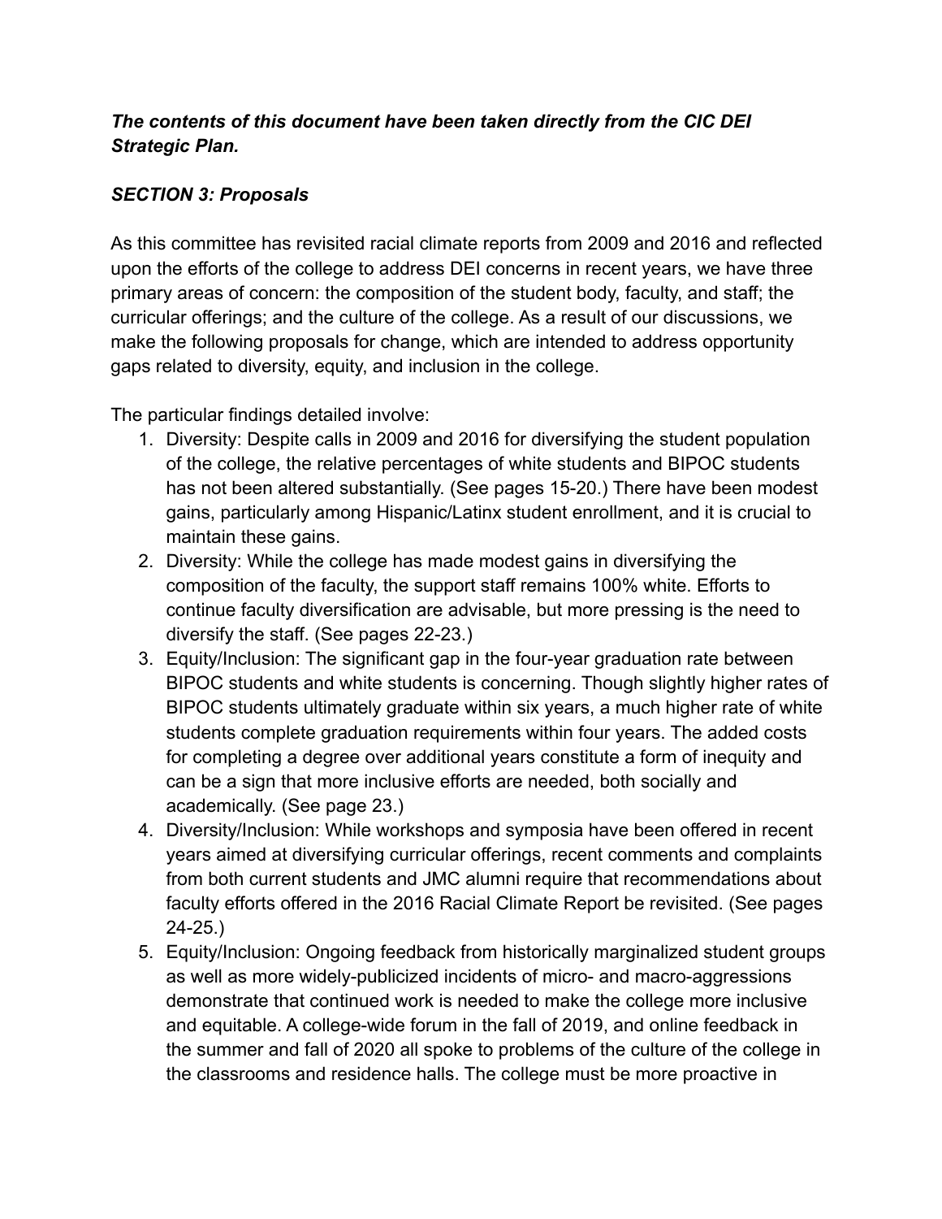***The contents of this document have been taken directly from the CIC DEI Strategic Plan.***

***SECTION 3: Proposals***

As this committee has revisited racial climate reports from 2009 and 2016 and reflected upon the efforts of the college to address DEI concerns in recent years, we have three primary areas of concern: the composition of the student body, faculty, and staff; the curricular offerings; and the culture of the college. As a result of our discussions, we make the following proposals for change, which are intended to address opportunity gaps related to diversity, equity, and inclusion in the college.

The particular findings detailed involve:

1. Diversity: Despite calls in 2009 and 2016 for diversifying the student population of the college, the relative percentages of white students and BIPOC students has not been altered substantially. (See pages 15-20.) There have been modest gains, particularly among Hispanic/Latinx student enrollment, and it is crucial to maintain these gains.
2. Diversity: While the college has made modest gains in diversifying the composition of the faculty, the support staff remains 100% white. Efforts to continue faculty diversification are advisable, but more pressing is the need to diversify the staff. (See pages 22-23.)
3. Equity/Inclusion: The significant gap in the four-year graduation rate between BIPOC students and white students is concerning. Though slightly higher rates of BIPOC students ultimately graduate within six years, a much higher rate of white students complete graduation requirements within four years. The added costs for completing a degree over additional years constitute a form of inequity and can be a sign that more inclusive efforts are needed, both socially and academically. (See page 23.)
4. Diversity/Inclusion: While workshops and symposia have been offered in recent years aimed at diversifying curricular offerings, recent comments and complaints from both current students and JMC alumni require that recommendations about faculty efforts offered in the 2016 Racial Climate Report be revisited. (See pages 24-25.)
5. Equity/Inclusion: Ongoing feedback from historically marginalized student groups as well as more widely-publicized incidents of micro- and macro-aggressions demonstrate that continued work is needed to make the college more inclusive and equitable. A college-wide forum in the fall of 2019, and online feedback in the summer and fall of 2020 all spoke to problems of the culture of the college in the classrooms and residence halls. The college must be more proactive in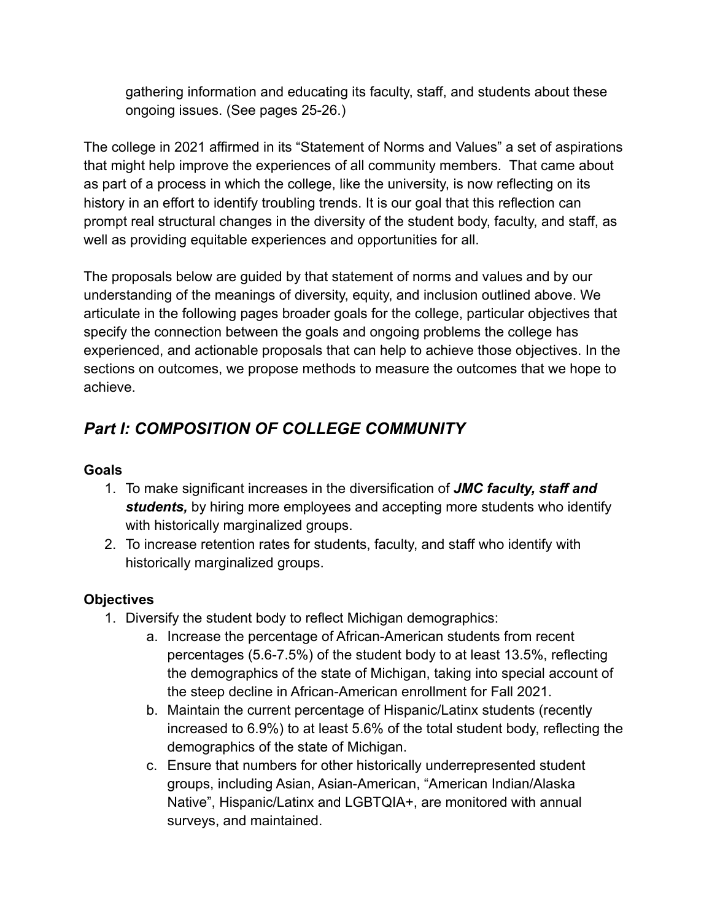gathering information and educating its faculty, staff, and students about these ongoing issues. (See pages 25-26.)

The college in 2021 affirmed in its "Statement of Norms and Values" a set of aspirations that might help improve the experiences of all community members. That came about as part of a process in which the college, like the university, is now reflecting on its history in an effort to identify troubling trends. It is our goal that this reflection can prompt real structural changes in the diversity of the student body, faculty, and staff, as well as providing equitable experiences and opportunities for all.

The proposals below are guided by that statement of norms and values and by our understanding of the meanings of diversity, equity, and inclusion outlined above. We articulate in the following pages broader goals for the college, particular objectives that specify the connection between the goals and ongoing problems the college has experienced, and actionable proposals that can help to achieve those objectives. In the sections on outcomes, we propose methods to measure the outcomes that we hope to achieve.

## *Part I: COMPOSITION OF COLLEGE COMMUNITY*

**Goals**

1. To make significant increases in the diversification of ***JMC faculty, staff and students,*** by hiring more employees and accepting more students who identify with historically marginalized groups.
2. To increase retention rates for students, faculty, and staff who identify with historically marginalized groups.

**Objectives**

1. Diversify the student body to reflect Michigan demographics:
   a. Increase the percentage of African-American students from recent percentages (5.6-7.5%) of the student body to at least 13.5%, reflecting the demographics of the state of Michigan, taking into special account of the steep decline in African-American enrollment for Fall 2021.
   b. Maintain the current percentage of Hispanic/Latinx students (recently increased to 6.9%) to at least 5.6% of the total student body, reflecting the demographics of the state of Michigan.
   c. Ensure that numbers for other historically underrepresented student groups, including Asian, Asian-American, "American Indian/Alaska Native", Hispanic/Latinx and LGBTQIA+, are monitored with annual surveys, and maintained.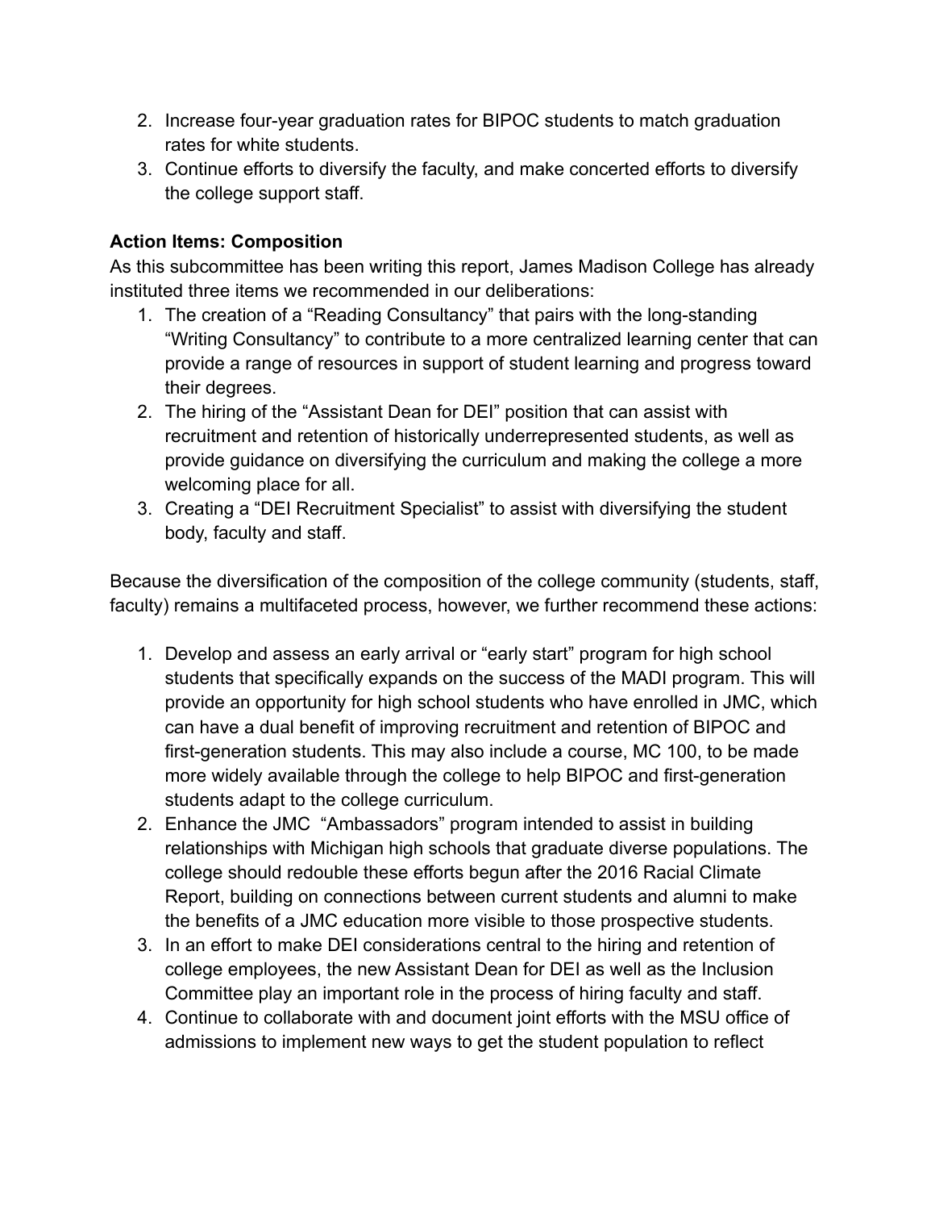2. Increase four-year graduation rates for BIPOC students to match graduation rates for white students.
3. Continue efforts to diversify the faculty, and make concerted efforts to diversify the college support staff.

**Action Items: Composition**

As this subcommittee has been writing this report, James Madison College has already instituted three items we recommended in our deliberations:

1. The creation of a "Reading Consultancy" that pairs with the long-standing "Writing Consultancy" to contribute to a more centralized learning center that can provide a range of resources in support of student learning and progress toward their degrees.
2. The hiring of the "Assistant Dean for DEI" position that can assist with recruitment and retention of historically underrepresented students, as well as provide guidance on diversifying the curriculum and making the college a more welcoming place for all.
3. Creating a "DEI Recruitment Specialist" to assist with diversifying the student body, faculty and staff.

Because the diversification of the composition of the college community (students, staff, faculty) remains a multifaceted process, however, we further recommend these actions:

1. Develop and assess an early arrival or "early start" program for high school students that specifically expands on the success of the MADI program. This will provide an opportunity for high school students who have enrolled in JMC, which can have a dual benefit of improving recruitment and retention of BIPOC and first-generation students. This may also include a course, MC 100, to be made more widely available through the college to help BIPOC and first-generation students adapt to the college curriculum.
2. Enhance the JMC "Ambassadors" program intended to assist in building relationships with Michigan high schools that graduate diverse populations. The college should redouble these efforts begun after the 2016 Racial Climate Report, building on connections between current students and alumni to make the benefits of a JMC education more visible to those prospective students.
3. In an effort to make DEI considerations central to the hiring and retention of college employees, the new Assistant Dean for DEI as well as the Inclusion Committee play an important role in the process of hiring faculty and staff.
4. Continue to collaborate with and document joint efforts with the MSU office of admissions to implement new ways to get the student population to reflect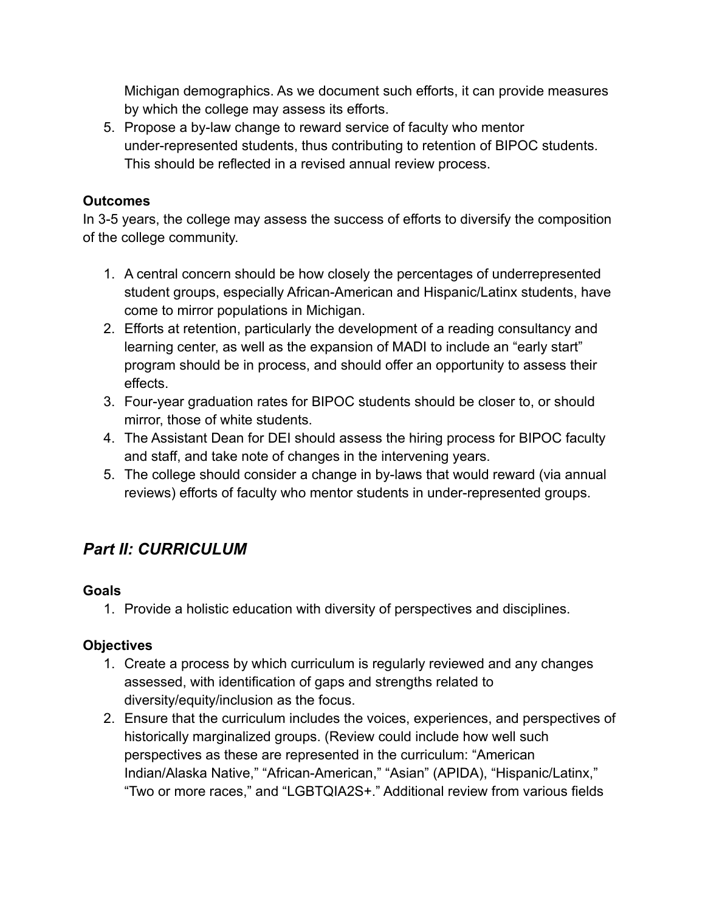Michigan demographics. As we document such efforts, it can provide measures by which the college may assess its efforts.

5. Propose a by-law change to reward service of faculty who mentor under-represented students, thus contributing to retention of BIPOC students. This should be reflected in a revised annual review process.

**Outcomes**

In 3-5 years, the college may assess the success of efforts to diversify the composition of the college community.

1. A central concern should be how closely the percentages of underrepresented student groups, especially African-American and Hispanic/Latinx students, have come to mirror populations in Michigan.
2. Efforts at retention, particularly the development of a reading consultancy and learning center, as well as the expansion of MADI to include an "early start" program should be in process, and should offer an opportunity to assess their effects.
3. Four-year graduation rates for BIPOC students should be closer to, or should mirror, those of white students.
4. The Assistant Dean for DEI should assess the hiring process for BIPOC faculty and staff, and take note of changes in the intervening years.
5. The college should consider a change in by-laws that would reward (via annual reviews) efforts of faculty who mentor students in under-represented groups.

## *Part II: CURRICULUM*

**Goals**

1. Provide a holistic education with diversity of perspectives and disciplines.

**Objectives**

1. Create a process by which curriculum is regularly reviewed and any changes assessed, with identification of gaps and strengths related to diversity/equity/inclusion as the focus.
2. Ensure that the curriculum includes the voices, experiences, and perspectives of historically marginalized groups. (Review could include how well such perspectives as these are represented in the curriculum: "American Indian/Alaska Native," "African-American," "Asian" (APIDA), "Hispanic/Latinx," "Two or more races," and "LGBTQIA2S+." Additional review from various fields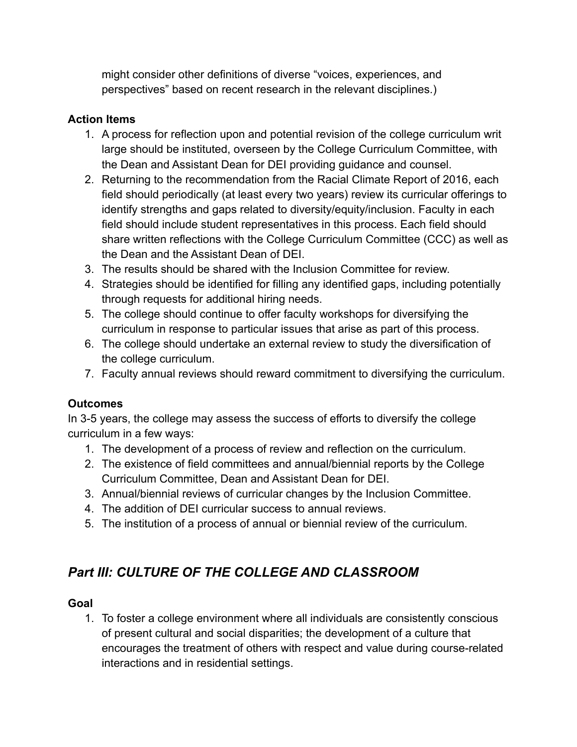might consider other definitions of diverse "voices, experiences, and perspectives" based on recent research in the relevant disciplines.)

**Action Items**

1. A process for reflection upon and potential revision of the college curriculum writ large should be instituted, overseen by the College Curriculum Committee, with the Dean and Assistant Dean for DEI providing guidance and counsel.
2. Returning to the recommendation from the Racial Climate Report of 2016, each field should periodically (at least every two years) review its curricular offerings to identify strengths and gaps related to diversity/equity/inclusion. Faculty in each field should include student representatives in this process. Each field should share written reflections with the College Curriculum Committee (CCC) as well as the Dean and the Assistant Dean of DEI.
3. The results should be shared with the Inclusion Committee for review.
4. Strategies should be identified for filling any identified gaps, including potentially through requests for additional hiring needs.
5. The college should continue to offer faculty workshops for diversifying the curriculum in response to particular issues that arise as part of this process.
6. The college should undertake an external review to study the diversification of the college curriculum.
7. Faculty annual reviews should reward commitment to diversifying the curriculum.

**Outcomes**

In 3-5 years, the college may assess the success of efforts to diversify the college curriculum in a few ways:

1. The development of a process of review and reflection on the curriculum.
2. The existence of field committees and annual/biennial reports by the College Curriculum Committee, Dean and Assistant Dean for DEI.
3. Annual/biennial reviews of curricular changes by the Inclusion Committee.
4. The addition of DEI curricular success to annual reviews.
5. The institution of a process of annual or biennial review of the curriculum.

## *Part III: CULTURE OF THE COLLEGE AND CLASSROOM*

**Goal**

1. To foster a college environment where all individuals are consistently conscious of present cultural and social disparities; the development of a culture that encourages the treatment of others with respect and value during course-related interactions and in residential settings.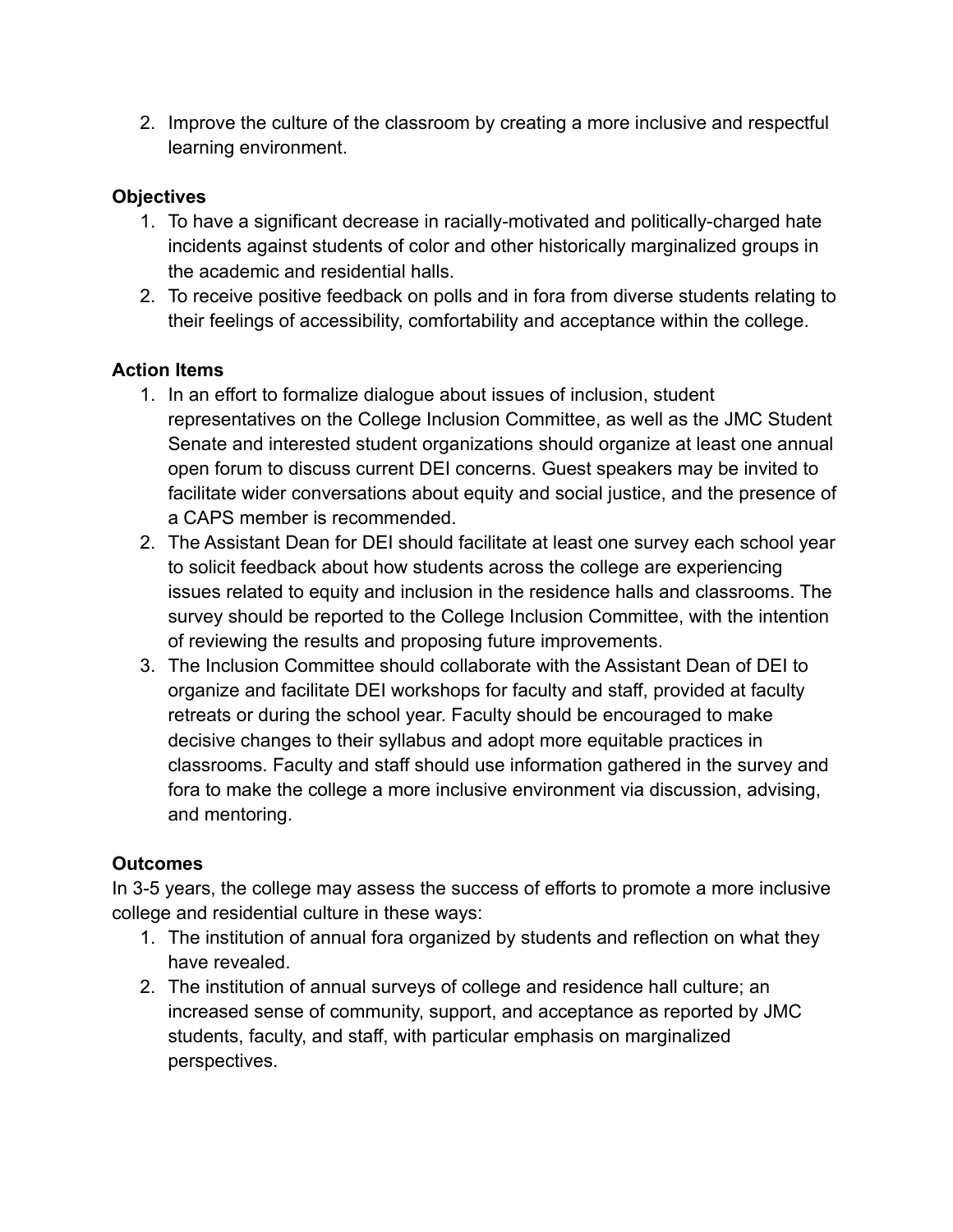2. Improve the culture of the classroom by creating a more inclusive and respectful learning environment.

**Objectives**

1. To have a significant decrease in racially-motivated and politically-charged hate incidents against students of color and other historically marginalized groups in the academic and residential halls.
2. To receive positive feedback on polls and in fora from diverse students relating to their feelings of accessibility, comfortability and acceptance within the college.

**Action Items**

1. In an effort to formalize dialogue about issues of inclusion, student representatives on the College Inclusion Committee, as well as the JMC Student Senate and interested student organizations should organize at least one annual open forum to discuss current DEI concerns. Guest speakers may be invited to facilitate wider conversations about equity and social justice, and the presence of a CAPS member is recommended.
2. The Assistant Dean for DEI should facilitate at least one survey each school year to solicit feedback about how students across the college are experiencing issues related to equity and inclusion in the residence halls and classrooms. The survey should be reported to the College Inclusion Committee, with the intention of reviewing the results and proposing future improvements.
3. The Inclusion Committee should collaborate with the Assistant Dean of DEI to organize and facilitate DEI workshops for faculty and staff, provided at faculty retreats or during the school year. Faculty should be encouraged to make decisive changes to their syllabus and adopt more equitable practices in classrooms. Faculty and staff should use information gathered in the survey and fora to make the college a more inclusive environment via discussion, advising, and mentoring.

**Outcomes**

In 3-5 years, the college may assess the success of efforts to promote a more inclusive college and residential culture in these ways:

1. The institution of annual fora organized by students and reflection on what they have revealed.
2. The institution of annual surveys of college and residence hall culture; an increased sense of community, support, and acceptance as reported by JMC students, faculty, and staff, with particular emphasis on marginalized perspectives.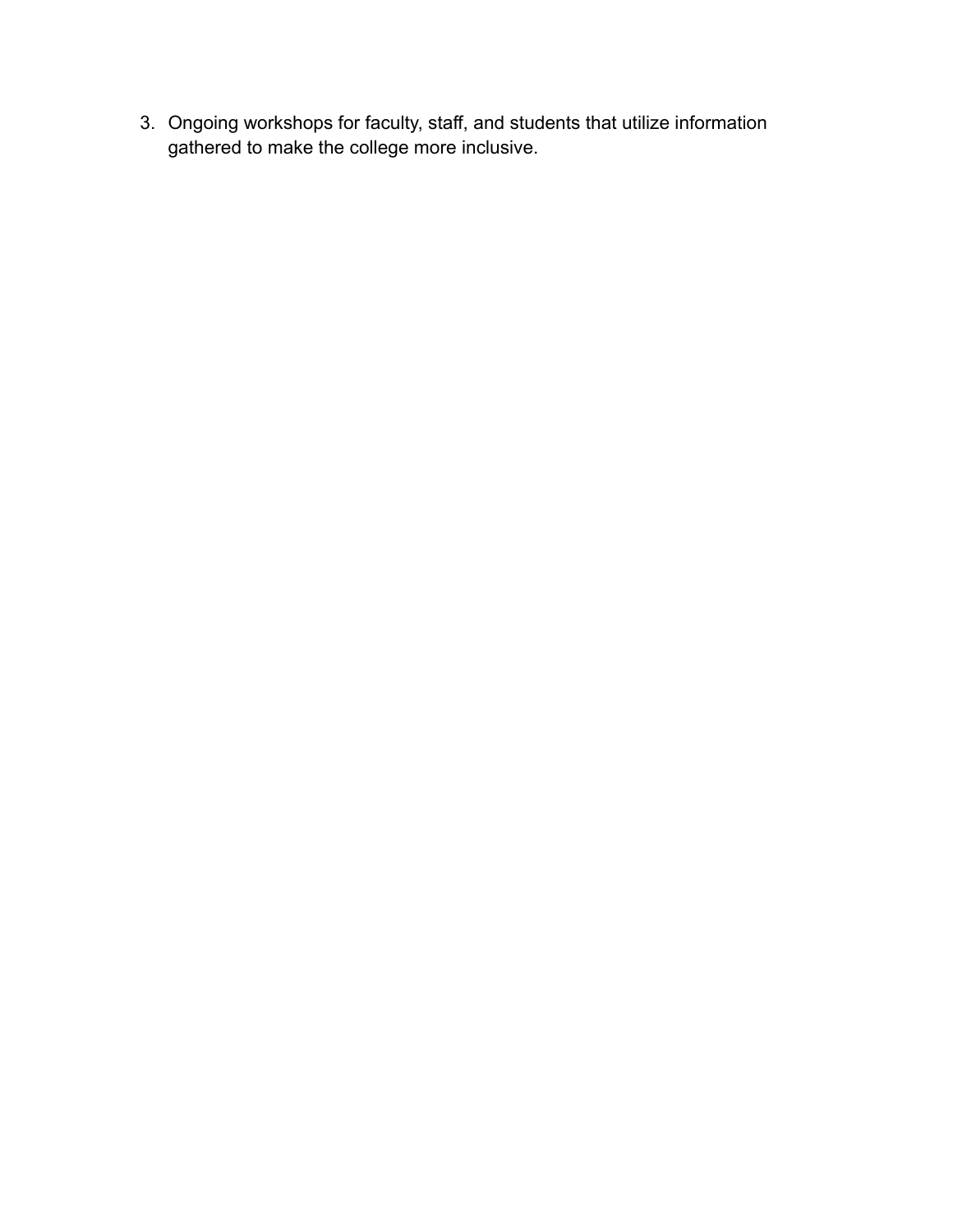3. Ongoing workshops for faculty, staff, and students that utilize information gathered to make the college more inclusive.